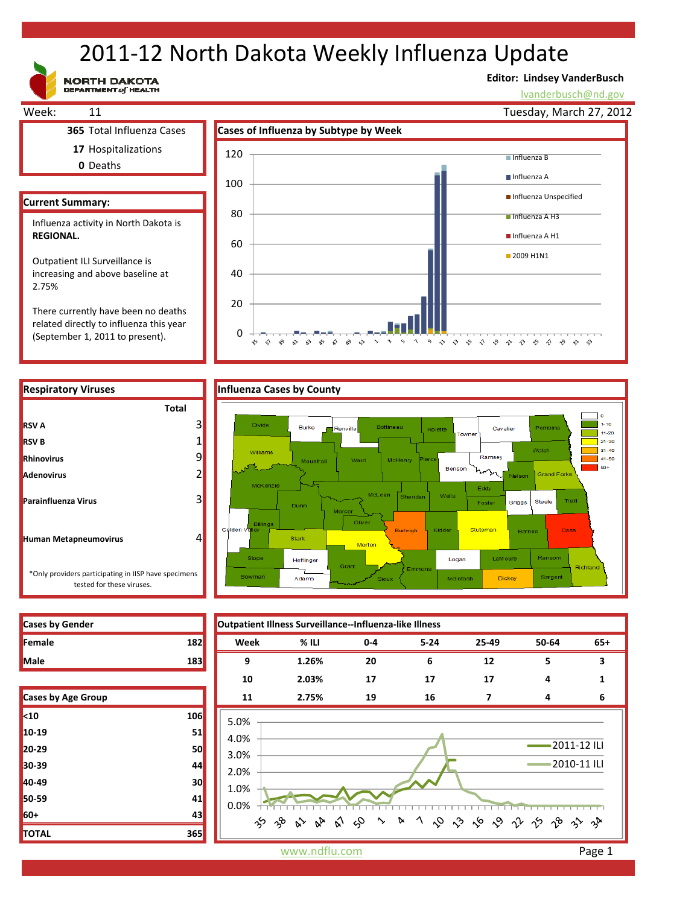# 2011-12 North Dakota Weekly Influenza Update

NORTH DAKOTA DEPARTMENT of HEALTH

**Editor: Lindsey VanderBusch**
lvanderbusch@nd.gov

Week: 11

Tuesday, March 27, 2012

**365** Total Influenza Cases
**17** Hospitalizations
**0** Deaths

## Current Summary:

Influenza activity in North Dakota is **REGIONAL.**

Outpatient ILI Surveillance is increasing and above baseline at 2.75%

There currently have been no deaths related directly to influenza this year (September 1, 2011 to present).

## Cases of Influenza by Subtype by Week

Legend: Influenza B, Influenza A, Influenza Unspecified, Influenza A H3, Influenza A H1, 2009 H1N1

## Respiratory Viruses

| | Total |
|---|---|
| **RSV A** | 3 |
| **RSV B** | 1 |
| **Rhinovirus** | 9 |
| **Adenovirus** | 2 |
| **Parainfluenza Virus** | 3 |
| **Human Metapneumovirus** | 4 |

*Only providers participating in IISP have specimens tested for these viruses.

## Influenza Cases by County

Legend: 0, 1-10, 11-20, 21-30, 31-40, 41-50, 50+

## Cases by Gender

| | |
|---|---|
| **Female** | 182 |
| **Male** | 183 |

## Cases by Age Group

| | |
|---|---|
| **<10** | 106 |
| **10-19** | 51 |
| **20-29** | 50 |
| **30-39** | 44 |
| **40-49** | 30 |
| **50-59** | 41 |
| **60+** | 43 |
| **TOTAL** | 365 |

## Outpatient Illness Surveillance--Influenza-like Illness

| Week | % ILI | 0-4 | 5-24 | 25-49 | 50-64 | 65+ |
|---|---|---|---|---|---|---|
| 9 | 1.26% | 20 | 6 | 12 | 5 | 3 |
| 10 | 2.03% | 17 | 17 | 17 | 4 | 1 |
| 11 | 2.75% | 19 | 16 | 7 | 4 | 6 |

Legend: 2011-12 ILI, 2010-11 ILI

www.ndflu.com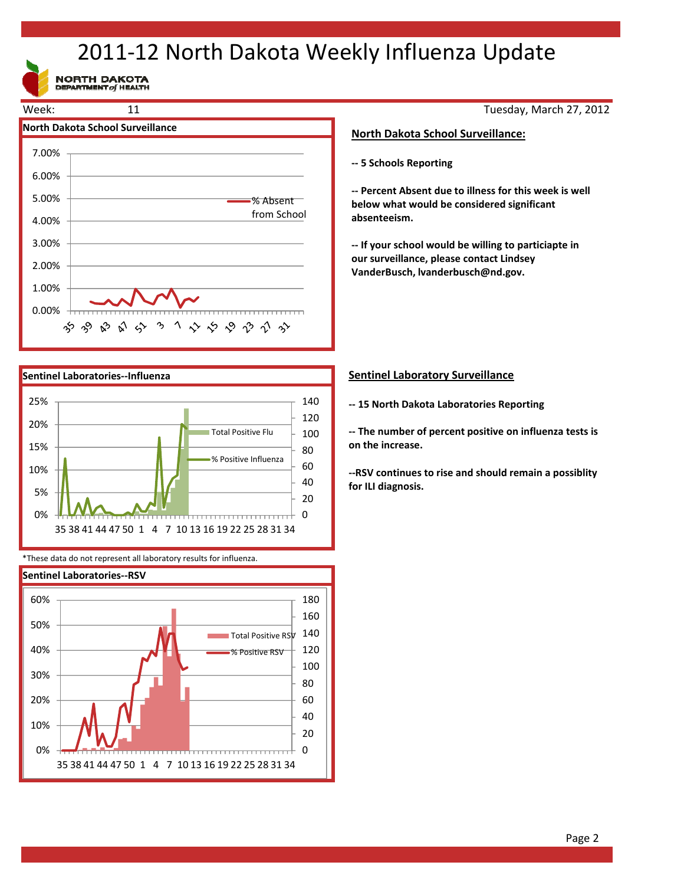# 2011-12 North Dakota Weekly Influenza Update

Week: 11

Tuesday, March 27, 2012

## North Dakota School Surveillance

## North Dakota School Surveillance:

**-- 5 Schools Reporting**

**-- Percent Absent due to illness for this week is well below what would be considered significant absenteeism.**

**-- If your school would be willing to particiapte in our surveillance, please contact Lindsey VanderBusch, lvanderbusch@nd.gov.**

## Sentinel Laboratories--Influenza

*These data do not represent all laboratory results for influenza.

## Sentinel Laboratory Surveillance

**-- 15 North Dakota Laboratories Reporting**

**-- The number of percent positive on influenza tests is on the increase.**

**--RSV continues to rise and should remain a possiblity for ILI diagnosis.**

## Sentinel Laboratories--RSV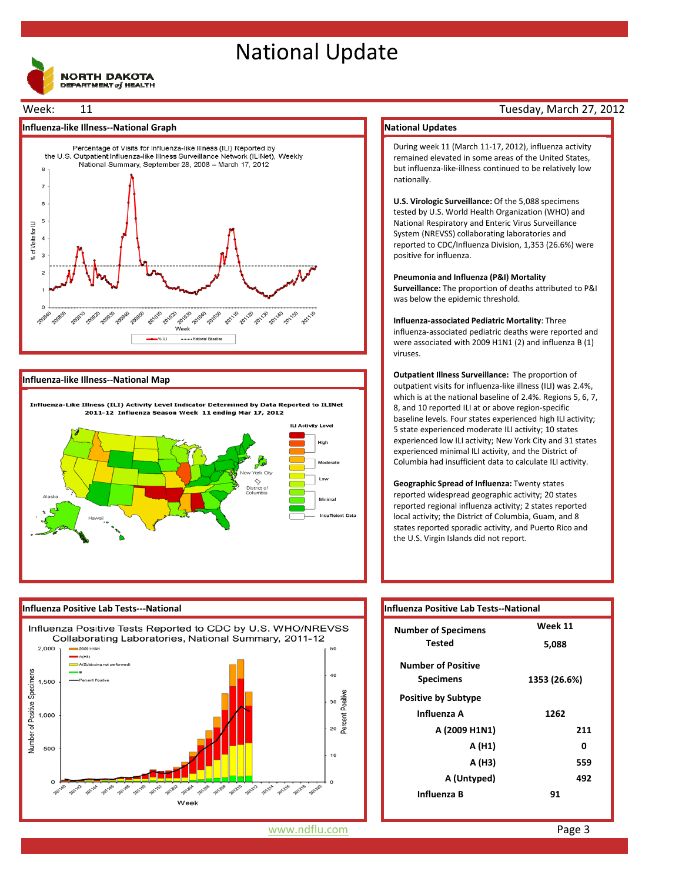# National Update

NORTH DAKOTA DEPARTMENT of HEALTH

Week: 11

Tuesday, March 27, 2012

## Influenza-like Illness--National Graph

Percentage of Visits for Influenza-like Illness (ILI) Reported by the U.S. Outpatient Influenza-like Illness Surveillance Network (ILINet), Weekly National Summary, September 28, 2008 – March 17, 2012

% of Visits for ILI

Week

% ILI
National Baseline

## Influenza-like Illness--National Map

Influenza-Like Illness (ILI) Activity Level Indicator Determined by Data Reported to ILINet
2011-12 Influenza Season Week 11 ending Mar 17, 2012

ILI Activity Level
High
Moderate
Low
Minimal
Insufficient Data

New York City
District of Columbia
Alaska
Hawaii

## Influenza Positive Lab Tests---National

Influenza Positive Tests Reported to CDC by U.S. WHO/NREVSS Collaborating Laboratories, National Summary, 2011-12

2009 H1N1
A(H3)
A(Subtyping not performed)
B
Percent Positive

Number of Positive Specimens

Percent Positive

Week

## National Updates

During week 11 (March 11-17, 2012), influenza activity remained elevated in some areas of the United States, but influenza-like-illness continued to be relatively low nationally.

**U.S. Virologic Surveillance:** Of the 5,088 specimens tested by U.S. World Health Organization (WHO) and National Respiratory and Enteric Virus Surveillance System (NREVSS) collaborating laboratories and reported to CDC/Influenza Division, 1,353 (26.6%) were positive for influenza.

**Pneumonia and Influenza (P&I) Mortality Surveillance:** The proportion of deaths attributed to P&I was below the epidemic threshold.

**Influenza-associated Pediatric Mortality**: Three influenza-associated pediatric deaths were reported and were associated with 2009 H1N1 (2) and influenza B (1) viruses.

**Outpatient Illness Surveillance:** The proportion of outpatient visits for influenza-like illness (ILI) was 2.4%, which is at the national baseline of 2.4%. Regions 5, 6, 7, 8, and 10 reported ILI at or above region-specific baseline levels. Four states experienced high ILI activity; 5 state experienced moderate ILI activity; 10 states experienced low ILI activity; New York City and 31 states experienced minimal ILI activity, and the District of Columbia had insufficient data to calculate ILI activity.

**Geographic Spread of Influenza:** Twenty states reported widespread geographic activity; 20 states reported regional influenza activity; 2 states reported local activity; the District of Columbia, Guam, and 8 states reported sporadic activity, and Puerto Rico and the U.S. Virgin Islands did not report.

## Influenza Positive Lab Tests--National

| | Week 11 |
|---|---|
| **Number of Specimens Tested** | **5,088** |
| **Number of Positive Specimens** | **1353 (26.6%)** |
| **Positive by Subtype** | |
| **Influenza A** | **1262** |
| **A (2009 H1N1)** | **211** |
| **A (H1)** | **0** |
| **A (H3)** | **559** |
| **A (Untyped)** | **492** |
| **Influenza B** | **91** |

www.ndflu.com